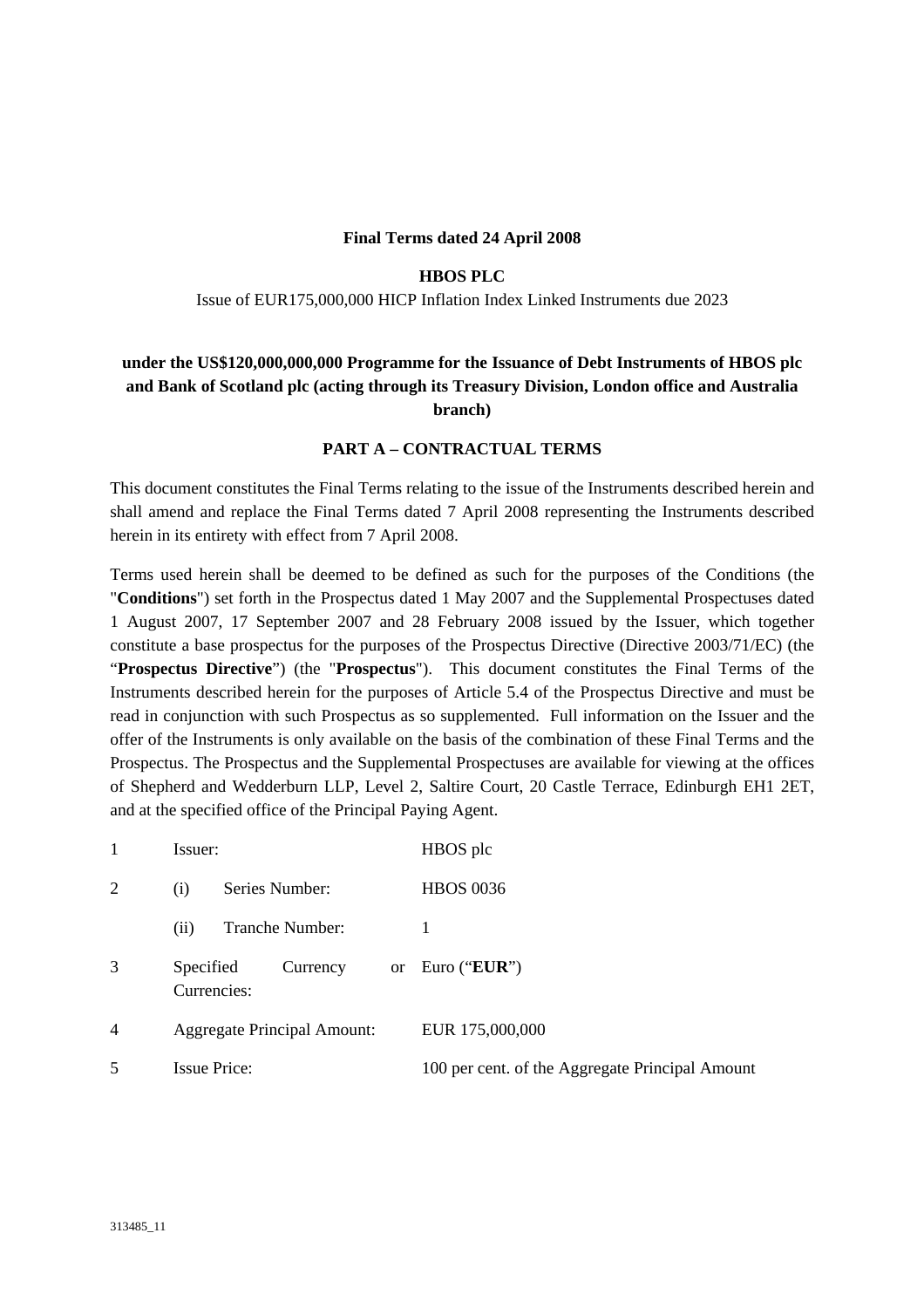**Final Terms dated 24 April 2008**

**HBOS PLC**

Issue of EUR175,000,000 HICP Inflation Index Linked Instruments due 2023

**under the US$120,000,000,000 Programme for the Issuance of Debt Instruments of HBOS plc and Bank of Scotland plc (acting through its Treasury Division, London office and Australia branch)**

**PART A – CONTRACTUAL TERMS**

This document constitutes the Final Terms relating to the issue of the Instruments described herein and shall amend and replace the Final Terms dated 7 April 2008 representing the Instruments described herein in its entirety with effect from 7 April 2008.

Terms used herein shall be deemed to be defined as such for the purposes of the Conditions (the "**Conditions**") set forth in the Prospectus dated 1 May 2007 and the Supplemental Prospectuses dated 1 August 2007, 17 September 2007 and 28 February 2008 issued by the Issuer, which together constitute a base prospectus for the purposes of the Prospectus Directive (Directive 2003/71/EC) (the "**Prospectus Directive**") (the "**Prospectus**"). This document constitutes the Final Terms of the Instruments described herein for the purposes of Article 5.4 of the Prospectus Directive and must be read in conjunction with such Prospectus as so supplemented. Full information on the Issuer and the offer of the Instruments is only available on the basis of the combination of these Final Terms and the Prospectus. The Prospectus and the Supplemental Prospectuses are available for viewing at the offices of Shepherd and Wedderburn LLP, Level 2, Saltire Court, 20 Castle Terrace, Edinburgh EH1 2ET, and at the specified office of the Principal Paying Agent.

| | | |
|---|---|---|
| 1 | Issuer: | HBOS plc |
| 2 | (i) Series Number: | HBOS 0036 |
| | (ii) Tranche Number: | 1 |
| 3 | Specified Currency or Currencies: | Euro ("**EUR**") |
| 4 | Aggregate Principal Amount: | EUR 175,000,000 |
| 5 | Issue Price: | 100 per cent. of the Aggregate Principal Amount |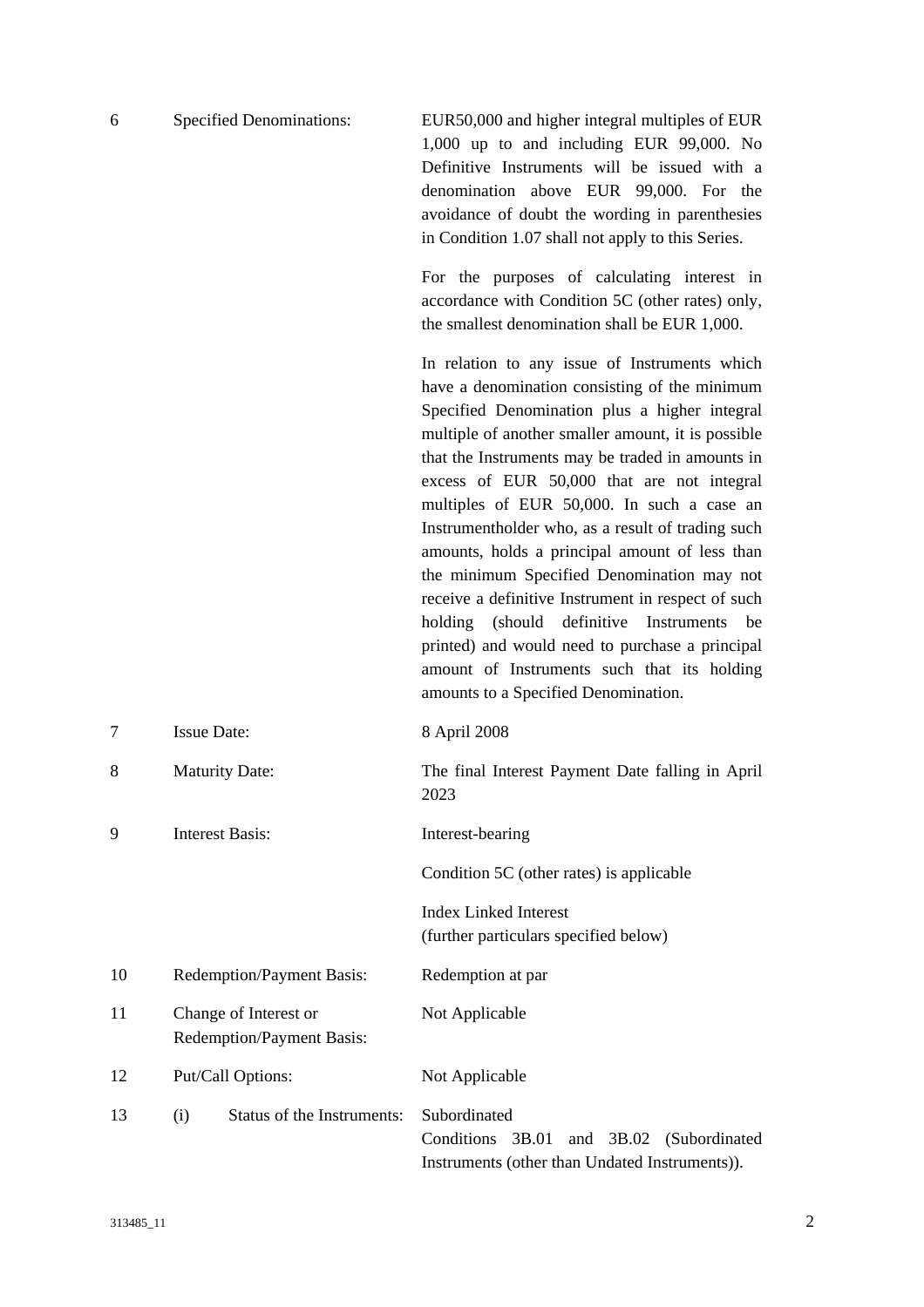| | | |
|---|---|---|
| 6 | Specified Denominations: | EUR50,000 and higher integral multiples of EUR 1,000 up to and including EUR 99,000. No Definitive Instruments will be issued with a denomination above EUR 99,000. For the avoidance of doubt the wording in parenthesies in Condition 1.07 shall not apply to this Series.<br><br>For the purposes of calculating interest in accordance with Condition 5C (other rates) only, the smallest denomination shall be EUR 1,000.<br><br>In relation to any issue of Instruments which have a denomination consisting of the minimum Specified Denomination plus a higher integral multiple of another smaller amount, it is possible that the Instruments may be traded in amounts in excess of EUR 50,000 that are not integral multiples of EUR 50,000. In such a case an Instrumentholder who, as a result of trading such amounts, holds a principal amount of less than the minimum Specified Denomination may not receive a definitive Instrument in respect of such holding (should definitive Instruments be printed) and would need to purchase a principal amount of Instruments such that its holding amounts to a Specified Denomination. |
| 7 | Issue Date: | 8 April 2008 |
| 8 | Maturity Date: | The final Interest Payment Date falling in April 2023 |
| 9 | Interest Basis: | Interest-bearing<br><br>Condition 5C (other rates) is applicable<br><br>Index Linked Interest<br>(further particulars specified below) |
| 10 | Redemption/Payment Basis: | Redemption at par |
| 11 | Change of Interest or Redemption/Payment Basis: | Not Applicable |
| 12 | Put/Call Options: | Not Applicable |
| 13 | (i) Status of the Instruments: | Subordinated<br>Conditions 3B.01 and 3B.02 (Subordinated Instruments (other than Undated Instruments)). |

313485_11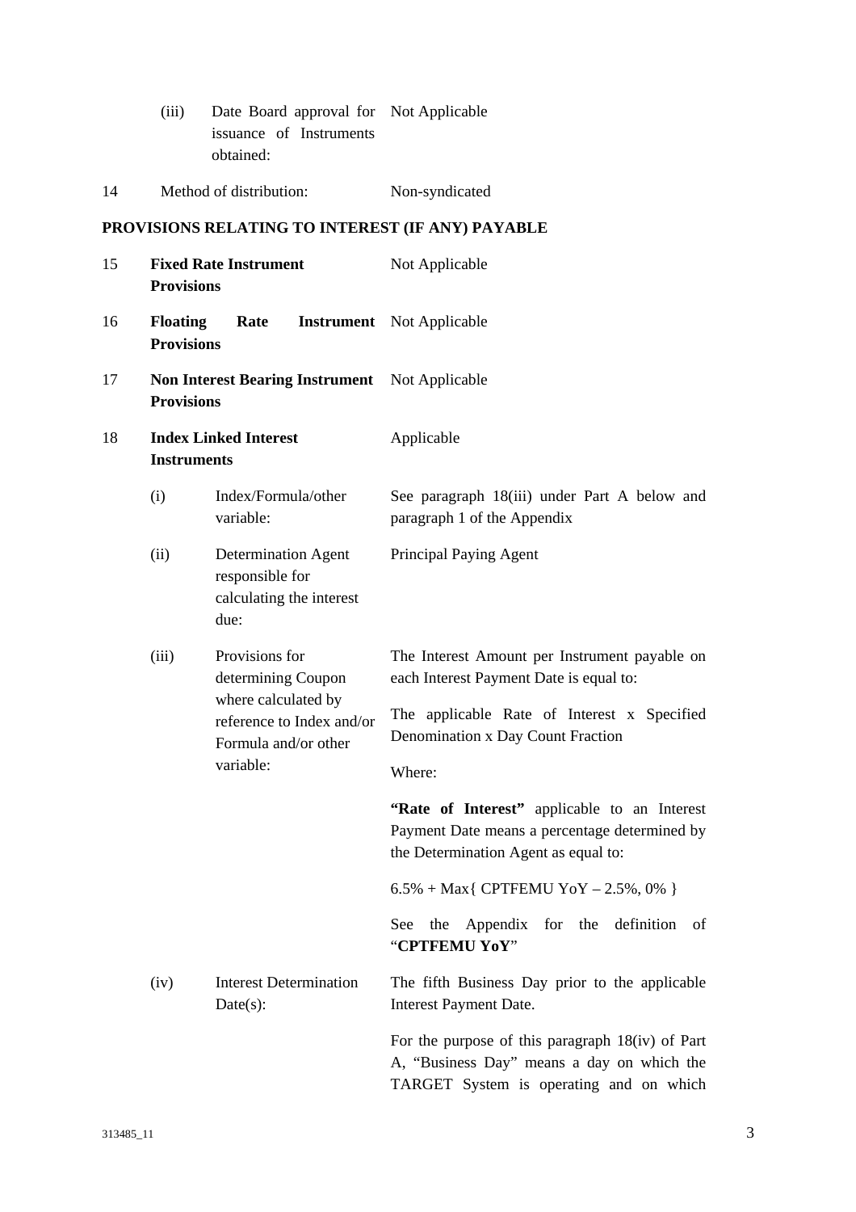| | | | |
|---|---|---|---|
| | (iii) | Date Board approval for issuance of Instruments obtained: | Not Applicable |
| 14 | Method of distribution: | | Non-syndicated |

**PROVISIONS RELATING TO INTEREST (IF ANY) PAYABLE**

| | | | |
|---|---|---|---|
| 15 | **Fixed Rate Instrument Provisions** | | Not Applicable |
| 16 | **Floating Rate Instrument Provisions** | | Not Applicable |
| 17 | **Non Interest Bearing Instrument Provisions** | | Not Applicable |
| 18 | **Index Linked Interest Instruments** | | Applicable |
| | (i) | Index/Formula/other variable: | See paragraph 18(iii) under Part A below and paragraph 1 of the Appendix |
| | (ii) | Determination Agent responsible for calculating the interest due: | Principal Paying Agent |
| | (iii) | Provisions for determining Coupon where calculated by reference to Index and/or Formula and/or other variable: | The Interest Amount per Instrument payable on each Interest Payment Date is equal to:<br><br>The applicable Rate of Interest x Specified Denomination x Day Count Fraction<br><br>Where:<br><br>**"Rate of Interest"** applicable to an Interest Payment Date means a percentage determined by the Determination Agent as equal to:<br><br>6.5% + Max{ CPTFEMU YoY – 2.5%, 0% }<br><br>See the Appendix for the definition of "**CPTFEMU YoY**" |
| | (iv) | Interest Determination Date(s): | The fifth Business Day prior to the applicable Interest Payment Date.<br><br>For the purpose of this paragraph 18(iv) of Part A, "Business Day" means a day on which the TARGET System is operating and on which |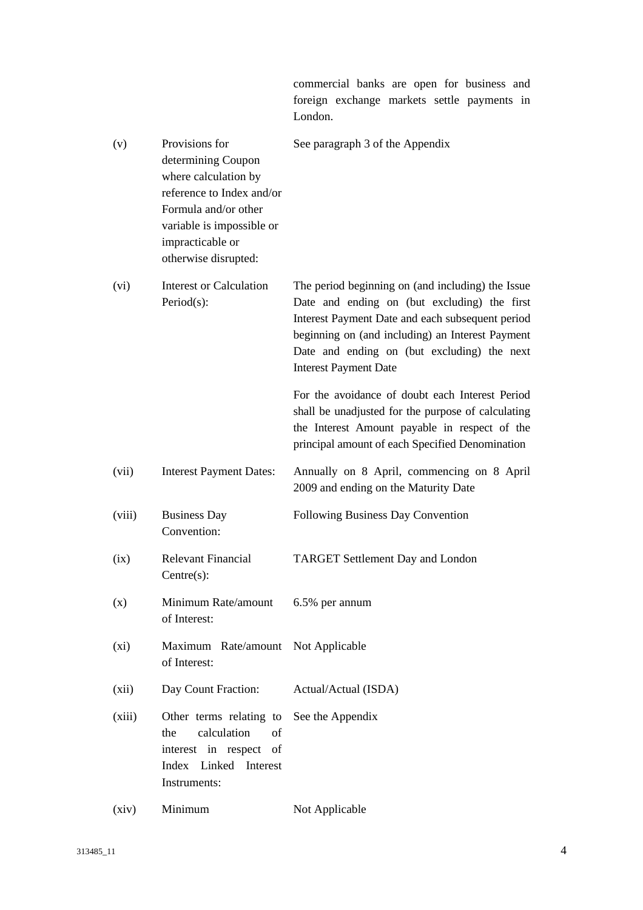| | | |
|---|---|---|
| | | commercial banks are open for business and foreign exchange markets settle payments in London. |
| (v) | Provisions for determining Coupon where calculation by reference to Index and/or Formula and/or other variable is impossible or impracticable or otherwise disrupted: | See paragraph 3 of the Appendix |
| (vi) | Interest or Calculation Period(s): | The period beginning on (and including) the Issue Date and ending on (but excluding) the first Interest Payment Date and each subsequent period beginning on (and including) an Interest Payment Date and ending on (but excluding) the next Interest Payment Date<br><br>For the avoidance of doubt each Interest Period shall be unadjusted for the purpose of calculating the Interest Amount payable in respect of the principal amount of each Specified Denomination |
| (vii) | Interest Payment Dates: | Annually on 8 April, commencing on 8 April 2009 and ending on the Maturity Date |
| (viii) | Business Day Convention: | Following Business Day Convention |
| (ix) | Relevant Financial Centre(s): | TARGET Settlement Day and London |
| (x) | Minimum Rate/amount of Interest: | 6.5% per annum |
| (xi) | Maximum Rate/amount of Interest: | Not Applicable |
| (xii) | Day Count Fraction: | Actual/Actual (ISDA) |
| (xiii) | Other terms relating to the calculation of interest in respect of Index Linked Interest Instruments: | See the Appendix |
| (xiv) | Minimum | Not Applicable |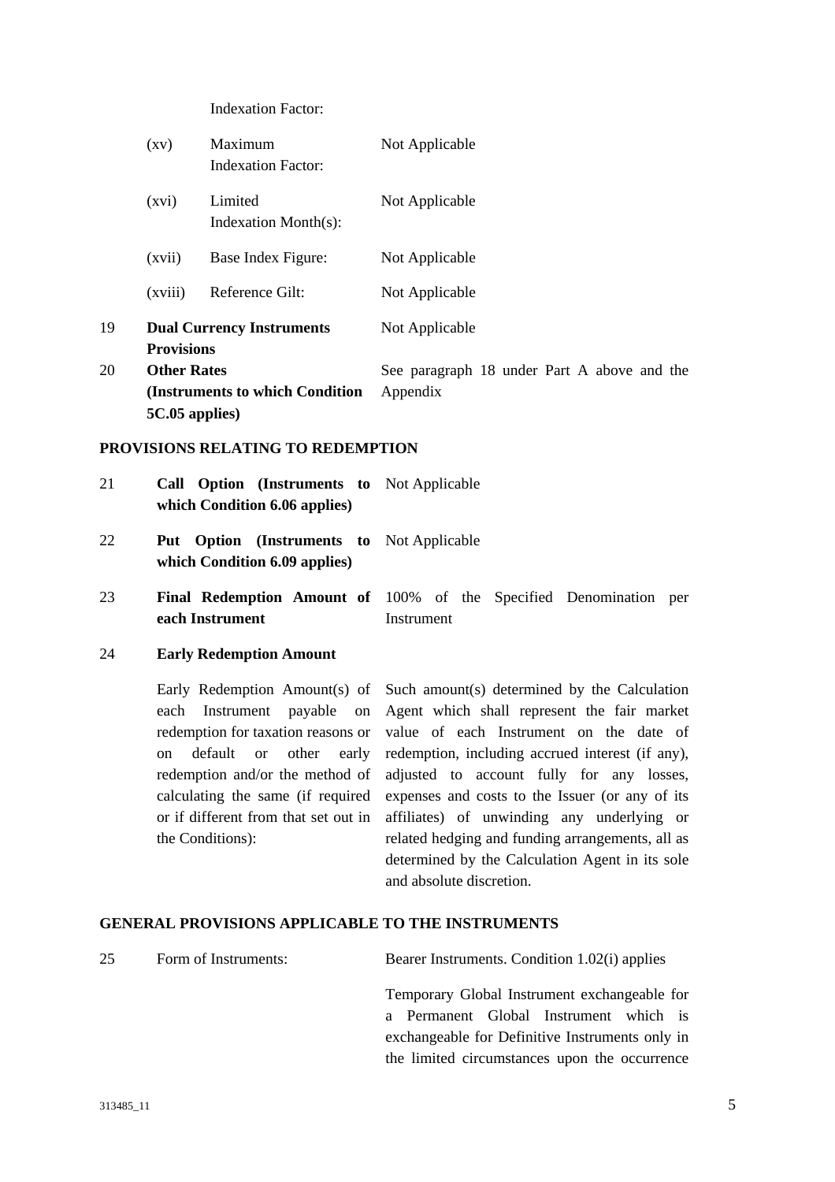| | | | |
|---|---|---|---|
| | | Indexation Factor: | |
| | (xv) | Maximum Indexation Factor: | Not Applicable |
| | (xvi) | Limited Indexation Month(s): | Not Applicable |
| | (xvii) | Base Index Figure: | Not Applicable |
| | (xviii) | Reference Gilt: | Not Applicable |
| 19 | **Dual Currency Instruments Provisions** | | Not Applicable |
| 20 | **Other Rates (Instruments to which Condition 5C.05 applies)** | | See paragraph 18 under Part A above and the Appendix |

**PROVISIONS RELATING TO REDEMPTION**

| | | |
|---|---|---|
| 21 | **Call Option (Instruments to which Condition 6.06 applies)** | Not Applicable |
| 22 | **Put Option (Instruments to which Condition 6.09 applies)** | Not Applicable |
| 23 | **Final Redemption Amount of each Instrument** | 100% of the Specified Denomination per Instrument |
| 24 | **Early Redemption Amount** | |
| | Early Redemption Amount(s) of each Instrument payable on redemption for taxation reasons or on default or other early redemption and/or the method of calculating the same (if required or if different from that set out in the Conditions): | Such amount(s) determined by the Calculation Agent which shall represent the fair market value of each Instrument on the date of redemption, including accrued interest (if any), adjusted to account fully for any losses, expenses and costs to the Issuer (or any of its affiliates) of unwinding any underlying or related hedging and funding arrangements, all as determined by the Calculation Agent in its sole and absolute discretion. |

**GENERAL PROVISIONS APPLICABLE TO THE INSTRUMENTS**

| | | |
|---|---|---|
| 25 | Form of Instruments: | Bearer Instruments. Condition 1.02(i) applies<br><br>Temporary Global Instrument exchangeable for a Permanent Global Instrument which is exchangeable for Definitive Instruments only in the limited circumstances upon the occurrence |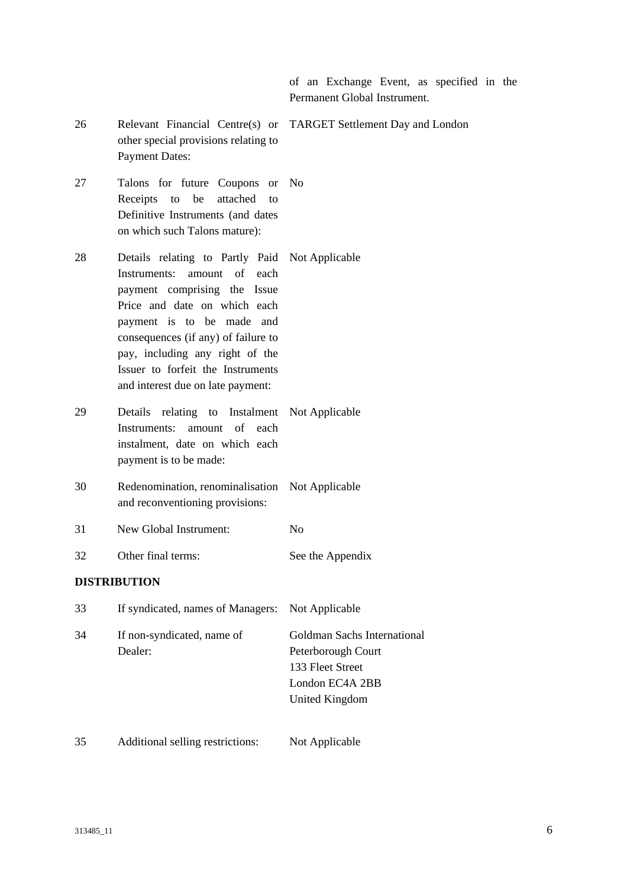| | | |
|---|---|---|
| | | of an Exchange Event, as specified in the Permanent Global Instrument. |
| 26 | Relevant Financial Centre(s) or other special provisions relating to Payment Dates: | TARGET Settlement Day and London |
| 27 | Talons for future Coupons or Receipts to be attached to Definitive Instruments (and dates on which such Talons mature): | No |
| 28 | Details relating to Partly Paid Instruments: amount of each payment comprising the Issue Price and date on which each payment is to be made and consequences (if any) of failure to pay, including any right of the Issuer to forfeit the Instruments and interest due on late payment: | Not Applicable |
| 29 | Details relating to Instalment Instruments: amount of each instalment, date on which each payment is to be made: | Not Applicable |
| 30 | Redenomination, renominalisation and reconventioning provisions: | Not Applicable |
| 31 | New Global Instrument: | No |
| 32 | Other final terms: | See the Appendix |

**DISTRIBUTION**

| | | |
|---|---|---|
| 33 | If syndicated, names of Managers: | Not Applicable |
| 34 | If non-syndicated, name of Dealer: | Goldman Sachs International<br>Peterborough Court<br>133 Fleet Street<br>London EC4A 2BB<br>United Kingdom |
| 35 | Additional selling restrictions: | Not Applicable |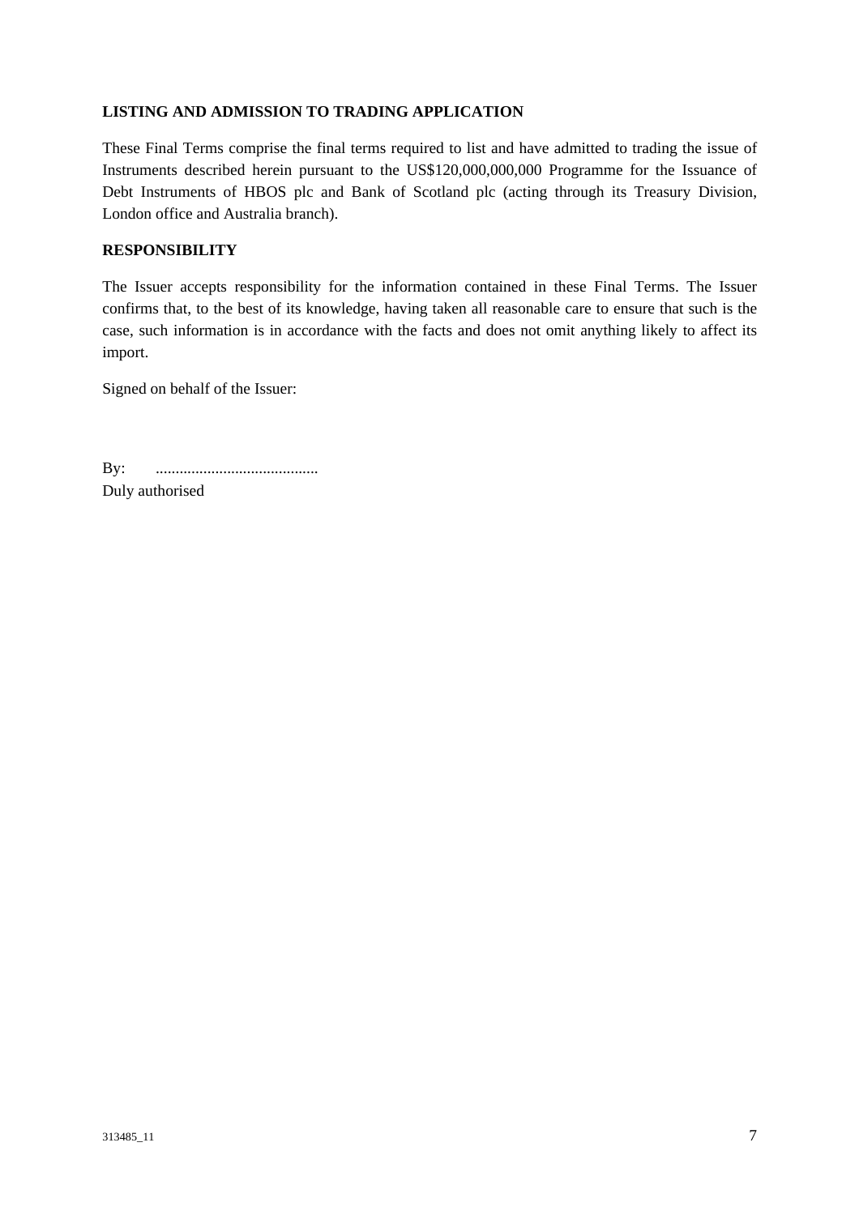**LISTING AND ADMISSION TO TRADING APPLICATION**

These Final Terms comprise the final terms required to list and have admitted to trading the issue of Instruments described herein pursuant to the US$120,000,000,000 Programme for the Issuance of Debt Instruments of HBOS plc and Bank of Scotland plc (acting through its Treasury Division, London office and Australia branch).

**RESPONSIBILITY**

The Issuer accepts responsibility for the information contained in these Final Terms. The Issuer confirms that, to the best of its knowledge, having taken all reasonable care to ensure that such is the case, such information is in accordance with the facts and does not omit anything likely to affect its import.

Signed on behalf of the Issuer:

By: .........................................
Duly authorised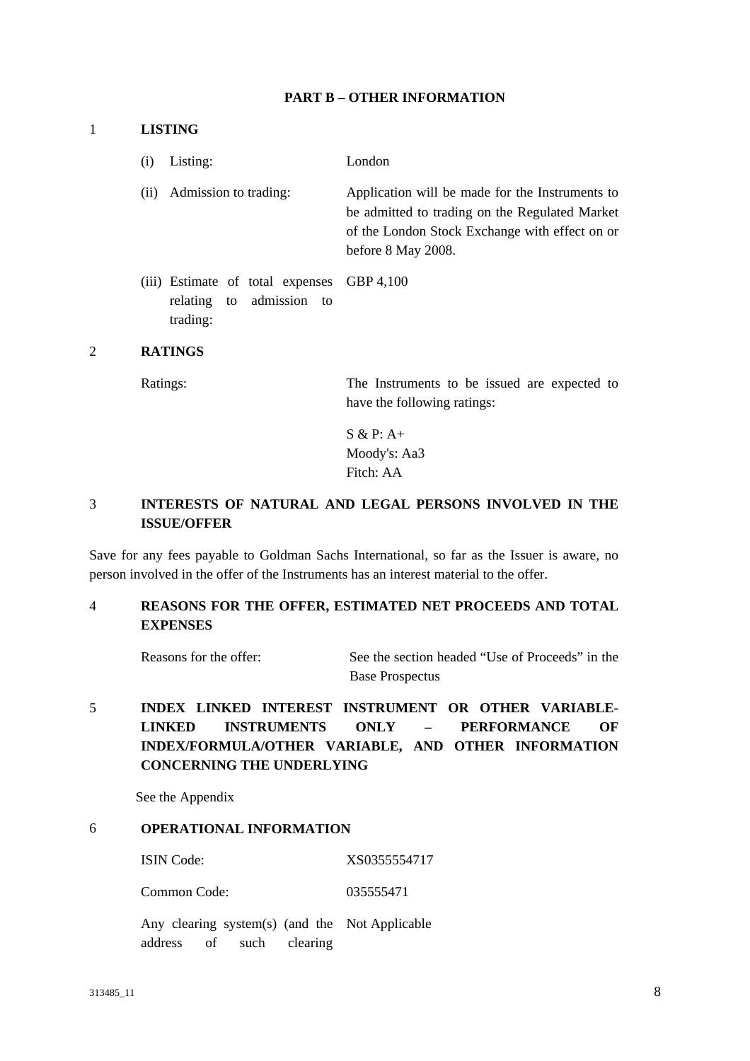## PART B – OTHER INFORMATION

### 1 LISTING

| | |
|---|---|
| (i) Listing: | London |
| (ii) Admission to trading: | Application will be made for the Instruments to be admitted to trading on the Regulated Market of the London Stock Exchange with effect on or before 8 May 2008. |
| (iii) Estimate of total expenses relating to admission to trading: | GBP 4,100 |

### 2 RATINGS

| | |
|---|---|
| Ratings: | The Instruments to be issued are expected to have the following ratings:<br><br>S & P: A+<br>Moody's: Aa3<br>Fitch: AA |

### 3 INTERESTS OF NATURAL AND LEGAL PERSONS INVOLVED IN THE ISSUE/OFFER

Save for any fees payable to Goldman Sachs International, so far as the Issuer is aware, no person involved in the offer of the Instruments has an interest material to the offer.

### 4 REASONS FOR THE OFFER, ESTIMATED NET PROCEEDS AND TOTAL EXPENSES

| | |
|---|---|
| Reasons for the offer: | See the section headed "Use of Proceeds" in the Base Prospectus |

### 5 INDEX LINKED INTEREST INSTRUMENT OR OTHER VARIABLE-LINKED INSTRUMENTS ONLY – PERFORMANCE OF INDEX/FORMULA/OTHER VARIABLE, AND OTHER INFORMATION CONCERNING THE UNDERLYING

See the Appendix

### 6 OPERATIONAL INFORMATION

| | |
|---|---|
| ISIN Code: | XS0355554717 |
| Common Code: | 035555471 |
| Any clearing system(s) (and the address of such clearing | Not Applicable |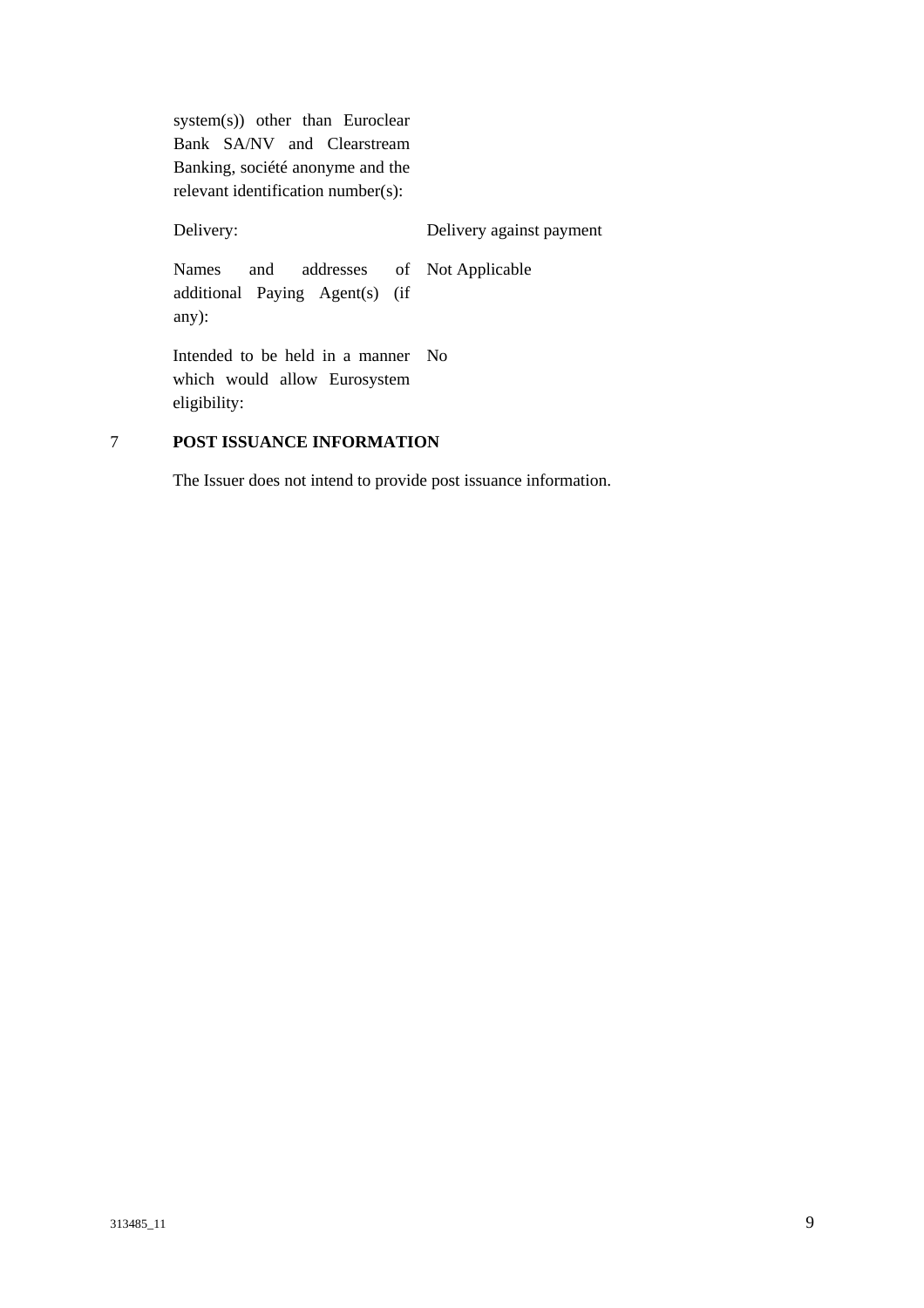| | |
|---|---|
| system(s)) other than Euroclear Bank SA/NV and Clearstream Banking, société anonyme and the relevant identification number(s): | |
| Delivery: | Delivery against payment |
| Names and addresses of additional Paying Agent(s) (if any): | Not Applicable |
| Intended to be held in a manner which would allow Eurosystem eligibility: | No |

## 7 POST ISSUANCE INFORMATION

The Issuer does not intend to provide post issuance information.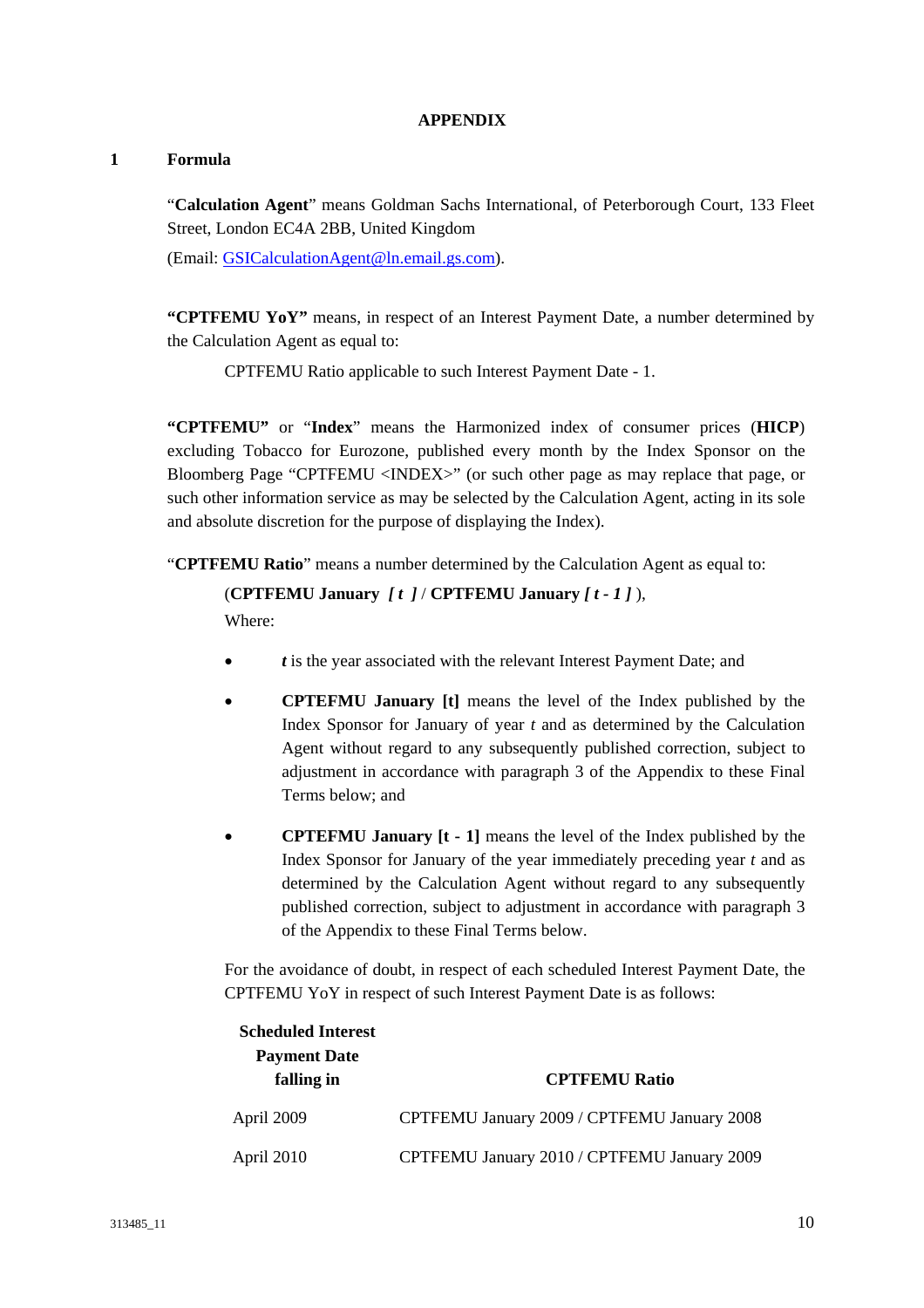**APPENDIX**

## 1 Formula

"**Calculation Agent**" means Goldman Sachs International, of Peterborough Court, 133 Fleet Street, London EC4A 2BB, United Kingdom

(Email: GSICalculationAgent@ln.email.gs.com).

**"CPTFEMU YoY"** means, in respect of an Interest Payment Date, a number determined by the Calculation Agent as equal to:

CPTFEMU Ratio applicable to such Interest Payment Date - 1.

**"CPTFEMU"** or "**Index**" means the Harmonized index of consumer prices (**HICP**) excluding Tobacco for Eurozone, published every month by the Index Sponsor on the Bloomberg Page "CPTFEMU <INDEX>" (or such other page as may replace that page, or such other information service as may be selected by the Calculation Agent, acting in its sole and absolute discretion for the purpose of displaying the Index).

"**CPTFEMU Ratio**" means a number determined by the Calculation Agent as equal to:

(**CPTFEMU January** ***[ t ]*** / **CPTFEMU January** ***[ t - 1 ]*** ),

Where:

- ***t*** is the year associated with the relevant Interest Payment Date; and
- **CPTEFMU January [t]** means the level of the Index published by the Index Sponsor for January of year *t* and as determined by the Calculation Agent without regard to any subsequently published correction, subject to adjustment in accordance with paragraph 3 of the Appendix to these Final Terms below; and
- **CPTEFMU January [t - 1]** means the level of the Index published by the Index Sponsor for January of the year immediately preceding year *t* and as determined by the Calculation Agent without regard to any subsequently published correction, subject to adjustment in accordance with paragraph 3 of the Appendix to these Final Terms below.

For the avoidance of doubt, in respect of each scheduled Interest Payment Date, the CPTFEMU YoY in respect of such Interest Payment Date is as follows:

| Scheduled Interest Payment Date falling in | CPTFEMU Ratio |
|---|---|
| April 2009 | CPTFEMU January 2009 / CPTFEMU January 2008 |
| April 2010 | CPTFEMU January 2010 / CPTFEMU January 2009 |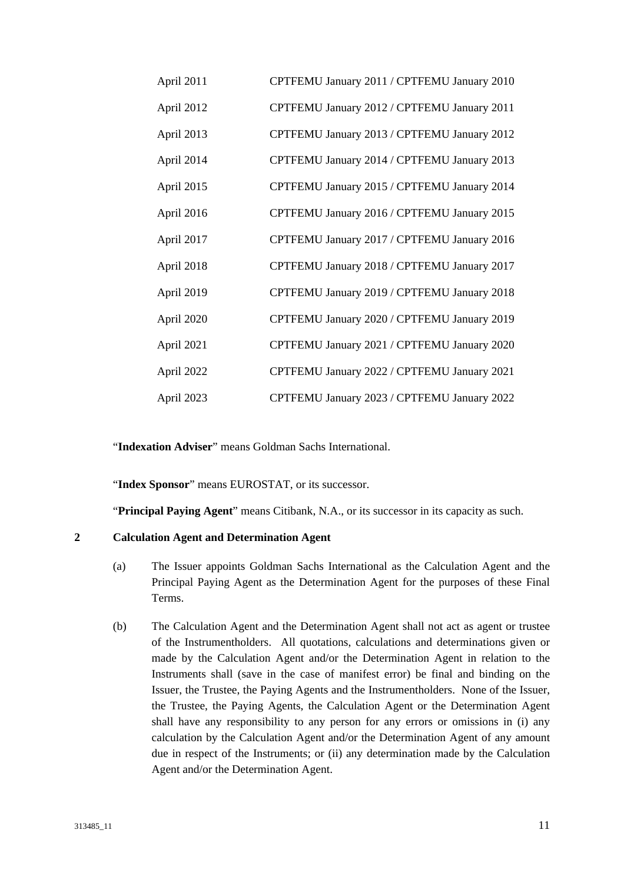| | |
|---|---|
| April 2011 | CPTFEMU January 2011 / CPTFEMU January 2010 |
| April 2012 | CPTFEMU January 2012 / CPTFEMU January 2011 |
| April 2013 | CPTFEMU January 2013 / CPTFEMU January 2012 |
| April 2014 | CPTFEMU January 2014 / CPTFEMU January 2013 |
| April 2015 | CPTFEMU January 2015 / CPTFEMU January 2014 |
| April 2016 | CPTFEMU January 2016 / CPTFEMU January 2015 |
| April 2017 | CPTFEMU January 2017 / CPTFEMU January 2016 |
| April 2018 | CPTFEMU January 2018 / CPTFEMU January 2017 |
| April 2019 | CPTFEMU January 2019 / CPTFEMU January 2018 |
| April 2020 | CPTFEMU January 2020 / CPTFEMU January 2019 |
| April 2021 | CPTFEMU January 2021 / CPTFEMU January 2020 |
| April 2022 | CPTFEMU January 2022 / CPTFEMU January 2021 |
| April 2023 | CPTFEMU January 2023 / CPTFEMU January 2022 |

"**Indexation Adviser**" means Goldman Sachs International.

"**Index Sponsor**" means EUROSTAT, or its successor.

"**Principal Paying Agent**" means Citibank, N.A., or its successor in its capacity as such.

## 2 Calculation Agent and Determination Agent

(a) The Issuer appoints Goldman Sachs International as the Calculation Agent and the Principal Paying Agent as the Determination Agent for the purposes of these Final Terms.

(b) The Calculation Agent and the Determination Agent shall not act as agent or trustee of the Instrumentholders. All quotations, calculations and determinations given or made by the Calculation Agent and/or the Determination Agent in relation to the Instruments shall (save in the case of manifest error) be final and binding on the Issuer, the Trustee, the Paying Agents and the Instrumentholders. None of the Issuer, the Trustee, the Paying Agents, the Calculation Agent or the Determination Agent shall have any responsibility to any person for any errors or omissions in (i) any calculation by the Calculation Agent and/or the Determination Agent of any amount due in respect of the Instruments; or (ii) any determination made by the Calculation Agent and/or the Determination Agent.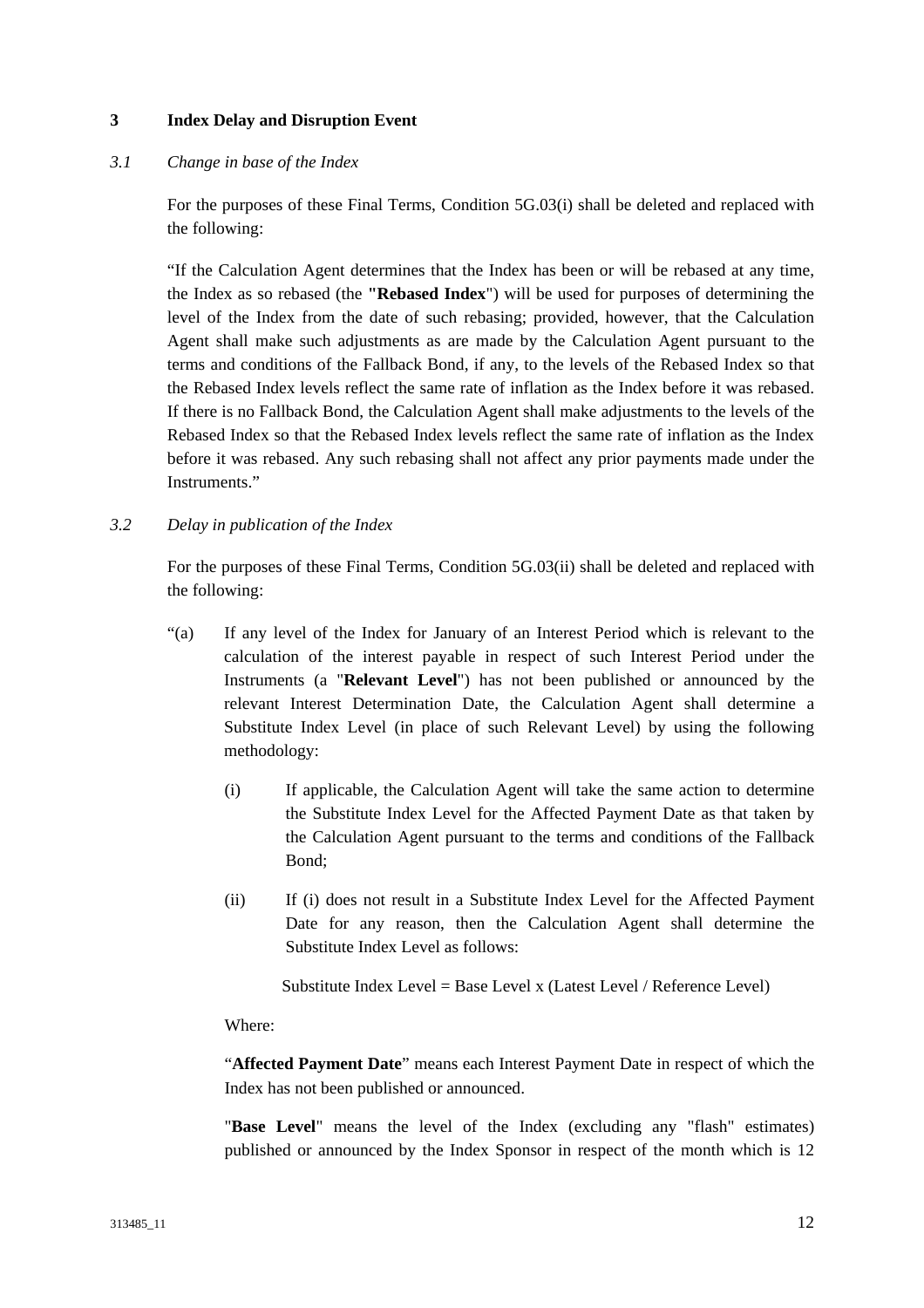## 3 Index Delay and Disruption Event

### *3.1 Change in base of the Index*

For the purposes of these Final Terms, Condition 5G.03(i) shall be deleted and replaced with the following:

"If the Calculation Agent determines that the Index has been or will be rebased at any time, the Index as so rebased (the **"Rebased Index"**) will be used for purposes of determining the level of the Index from the date of such rebasing; provided, however, that the Calculation Agent shall make such adjustments as are made by the Calculation Agent pursuant to the terms and conditions of the Fallback Bond, if any, to the levels of the Rebased Index so that the Rebased Index levels reflect the same rate of inflation as the Index before it was rebased. If there is no Fallback Bond, the Calculation Agent shall make adjustments to the levels of the Rebased Index so that the Rebased Index levels reflect the same rate of inflation as the Index before it was rebased. Any such rebasing shall not affect any prior payments made under the Instruments."

### *3.2 Delay in publication of the Index*

For the purposes of these Final Terms, Condition 5G.03(ii) shall be deleted and replaced with the following:

"(a) If any level of the Index for January of an Interest Period which is relevant to the calculation of the interest payable in respect of such Interest Period under the Instruments (a "**Relevant Level**") has not been published or announced by the relevant Interest Determination Date, the Calculation Agent shall determine a Substitute Index Level (in place of such Relevant Level) by using the following methodology:

(i) If applicable, the Calculation Agent will take the same action to determine the Substitute Index Level for the Affected Payment Date as that taken by the Calculation Agent pursuant to the terms and conditions of the Fallback Bond;

(ii) If (i) does not result in a Substitute Index Level for the Affected Payment Date for any reason, then the Calculation Agent shall determine the Substitute Index Level as follows:

Substitute Index Level = Base Level x (Latest Level / Reference Level)

Where:

"**Affected Payment Date**" means each Interest Payment Date in respect of which the Index has not been published or announced.

"**Base Level**" means the level of the Index (excluding any "flash" estimates) published or announced by the Index Sponsor in respect of the month which is 12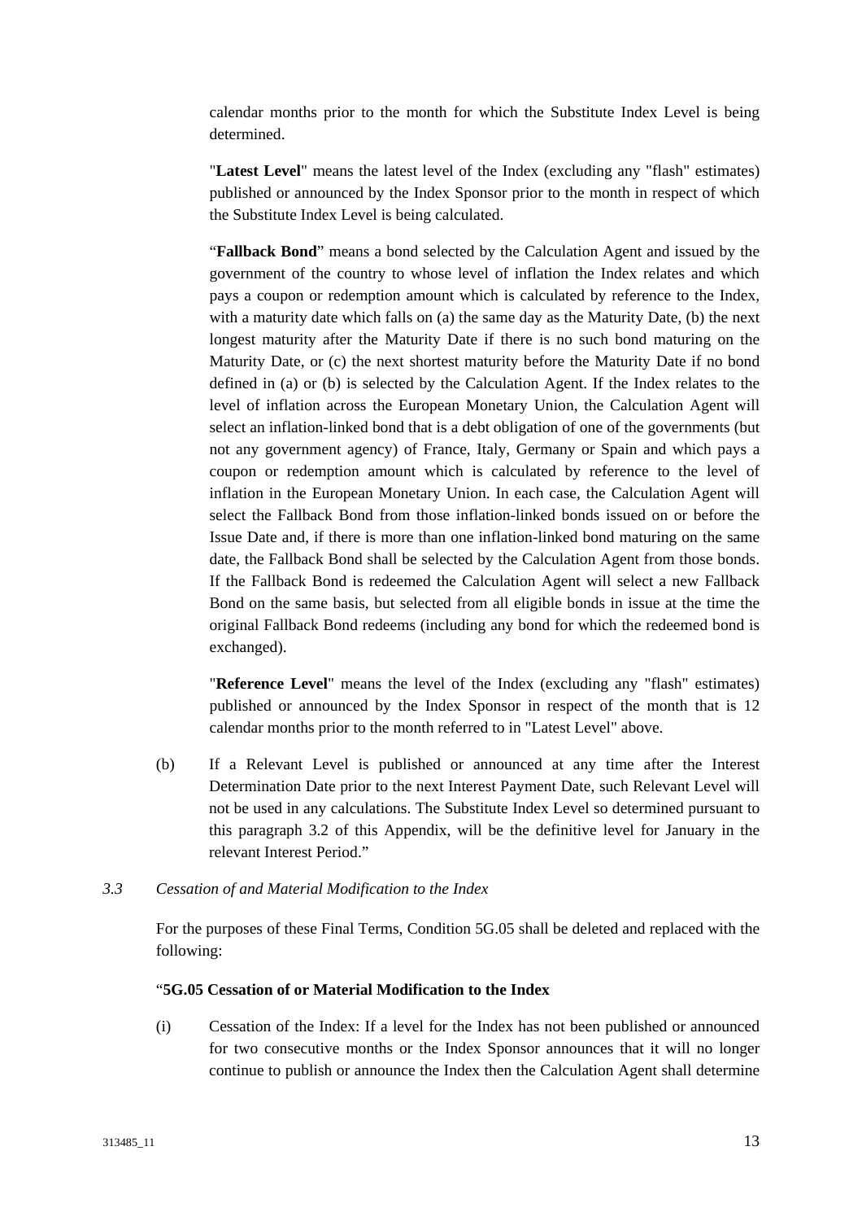calendar months prior to the month for which the Substitute Index Level is being determined.

"**Latest Level**" means the latest level of the Index (excluding any "flash" estimates) published or announced by the Index Sponsor prior to the month in respect of which the Substitute Index Level is being calculated.

“**Fallback Bond**” means a bond selected by the Calculation Agent and issued by the government of the country to whose level of inflation the Index relates and which pays a coupon or redemption amount which is calculated by reference to the Index, with a maturity date which falls on (a) the same day as the Maturity Date, (b) the next longest maturity after the Maturity Date if there is no such bond maturing on the Maturity Date, or (c) the next shortest maturity before the Maturity Date if no bond defined in (a) or (b) is selected by the Calculation Agent. If the Index relates to the level of inflation across the European Monetary Union, the Calculation Agent will select an inflation-linked bond that is a debt obligation of one of the governments (but not any government agency) of France, Italy, Germany or Spain and which pays a coupon or redemption amount which is calculated by reference to the level of inflation in the European Monetary Union. In each case, the Calculation Agent will select the Fallback Bond from those inflation-linked bonds issued on or before the Issue Date and, if there is more than one inflation-linked bond maturing on the same date, the Fallback Bond shall be selected by the Calculation Agent from those bonds. If the Fallback Bond is redeemed the Calculation Agent will select a new Fallback Bond on the same basis, but selected from all eligible bonds in issue at the time the original Fallback Bond redeems (including any bond for which the redeemed bond is exchanged).

"**Reference Level**" means the level of the Index (excluding any "flash" estimates) published or announced by the Index Sponsor in respect of the month that is 12 calendar months prior to the month referred to in "Latest Level" above.

(b) If a Relevant Level is published or announced at any time after the Interest Determination Date prior to the next Interest Payment Date, such Relevant Level will not be used in any calculations. The Substitute Index Level so determined pursuant to this paragraph 3.2 of this Appendix, will be the definitive level for January in the relevant Interest Period.”

*3.3 Cessation of and Material Modification to the Index*

For the purposes of these Final Terms, Condition 5G.05 shall be deleted and replaced with the following:

“**5G.05 Cessation of or Material Modification to the Index**

(i) Cessation of the Index: If a level for the Index has not been published or announced for two consecutive months or the Index Sponsor announces that it will no longer continue to publish or announce the Index then the Calculation Agent shall determine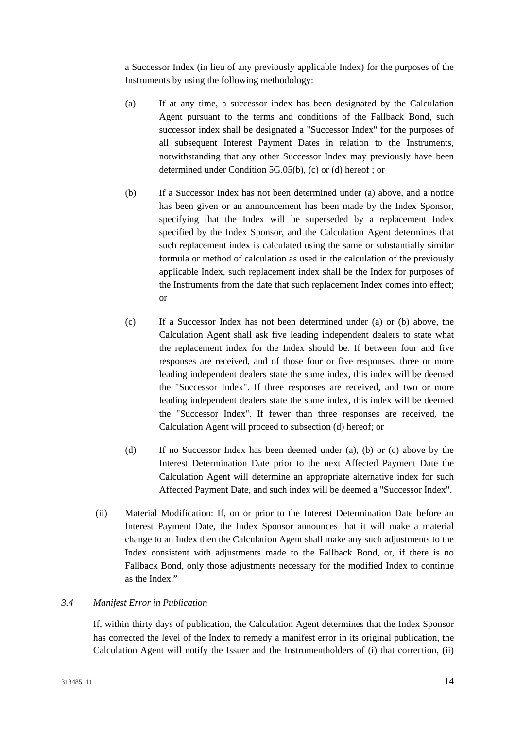a Successor Index (in lieu of any previously applicable Index) for the purposes of the Instruments by using the following methodology:

(a) If at any time, a successor index has been designated by the Calculation Agent pursuant to the terms and conditions of the Fallback Bond, such successor index shall be designated a "Successor Index" for the purposes of all subsequent Interest Payment Dates in relation to the Instruments, notwithstanding that any other Successor Index may previously have been determined under Condition 5G.05(b), (c) or (d) hereof ; or

(b) If a Successor Index has not been determined under (a) above, and a notice has been given or an announcement has been made by the Index Sponsor, specifying that the Index will be superseded by a replacement Index specified by the Index Sponsor, and the Calculation Agent determines that such replacement index is calculated using the same or substantially similar formula or method of calculation as used in the calculation of the previously applicable Index, such replacement index shall be the Index for purposes of the Instruments from the date that such replacement Index comes into effect; or

(c) If a Successor Index has not been determined under (a) or (b) above, the Calculation Agent shall ask five leading independent dealers to state what the replacement index for the Index should be. If between four and five responses are received, and of those four or five responses, three or more leading independent dealers state the same index, this index will be deemed the "Successor Index". If three responses are received, and two or more leading independent dealers state the same index, this index will be deemed the "Successor Index". If fewer than three responses are received, the Calculation Agent will proceed to subsection (d) hereof; or

(d) If no Successor Index has been deemed under (a), (b) or (c) above by the Interest Determination Date prior to the next Affected Payment Date the Calculation Agent will determine an appropriate alternative index for such Affected Payment Date, and such index will be deemed a "Successor Index".

(ii) Material Modification: If, on or prior to the Interest Determination Date before an Interest Payment Date, the Index Sponsor announces that it will make a material change to an Index then the Calculation Agent shall make any such adjustments to the Index consistent with adjustments made to the Fallback Bond, or, if there is no Fallback Bond, only those adjustments necessary for the modified Index to continue as the Index."

*3.4 Manifest Error in Publication*

If, within thirty days of publication, the Calculation Agent determines that the Index Sponsor has corrected the level of the Index to remedy a manifest error in its original publication, the Calculation Agent will notify the Issuer and the Instrumentholders of (i) that correction, (ii)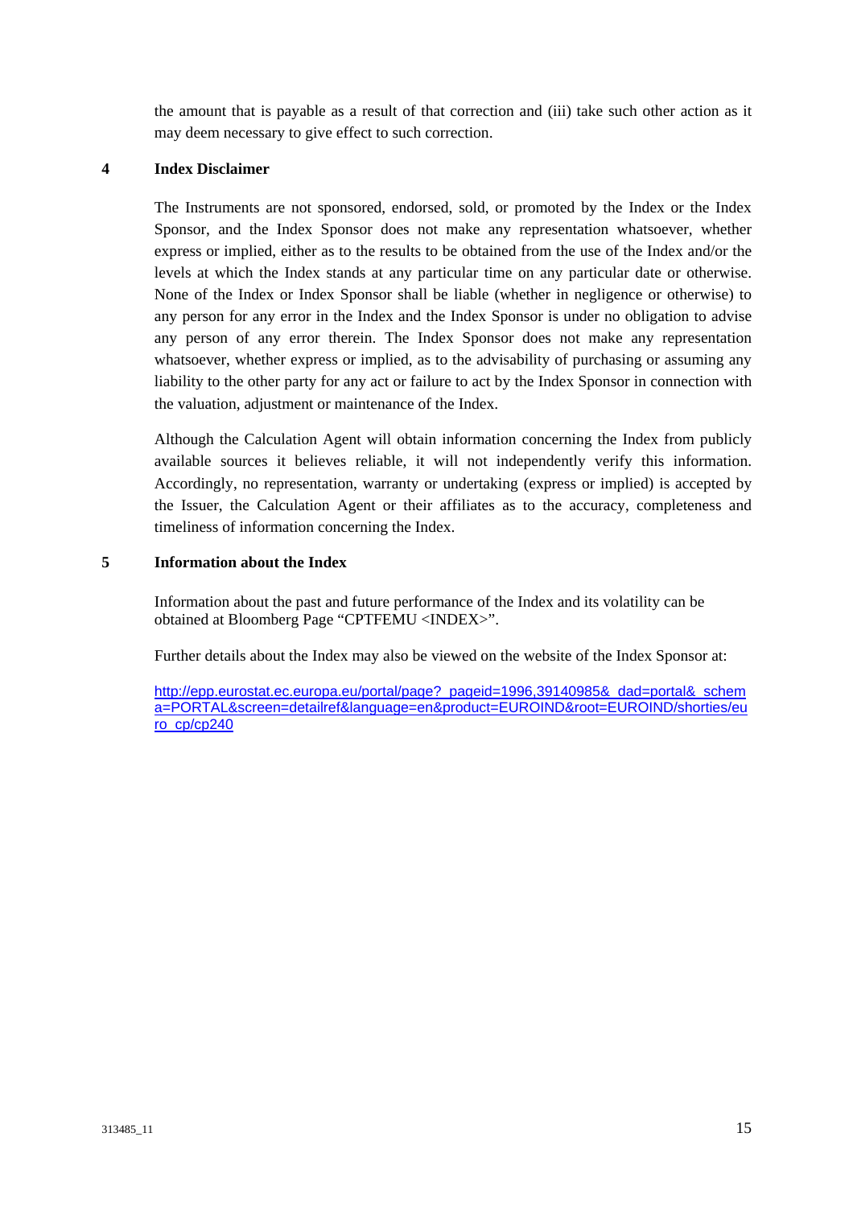the amount that is payable as a result of that correction and (iii) take such other action as it may deem necessary to give effect to such correction.

## 4 Index Disclaimer

The Instruments are not sponsored, endorsed, sold, or promoted by the Index or the Index Sponsor, and the Index Sponsor does not make any representation whatsoever, whether express or implied, either as to the results to be obtained from the use of the Index and/or the levels at which the Index stands at any particular time on any particular date or otherwise. None of the Index or Index Sponsor shall be liable (whether in negligence or otherwise) to any person for any error in the Index and the Index Sponsor is under no obligation to advise any person of any error therein. The Index Sponsor does not make any representation whatsoever, whether express or implied, as to the advisability of purchasing or assuming any liability to the other party for any act or failure to act by the Index Sponsor in connection with the valuation, adjustment or maintenance of the Index.

Although the Calculation Agent will obtain information concerning the Index from publicly available sources it believes reliable, it will not independently verify this information. Accordingly, no representation, warranty or undertaking (express or implied) is accepted by the Issuer, the Calculation Agent or their affiliates as to the accuracy, completeness and timeliness of information concerning the Index.

## 5 Information about the Index

Information about the past and future performance of the Index and its volatility can be obtained at Bloomberg Page "CPTFEMU <INDEX>".

Further details about the Index may also be viewed on the website of the Index Sponsor at:

http://epp.eurostat.ec.europa.eu/portal/page?_pageid=1996,39140985&_dad=portal&_schema=PORTAL&screen=detailref&language=en&product=EUROIND&root=EUROIND/shorties/euro_cp/cp240